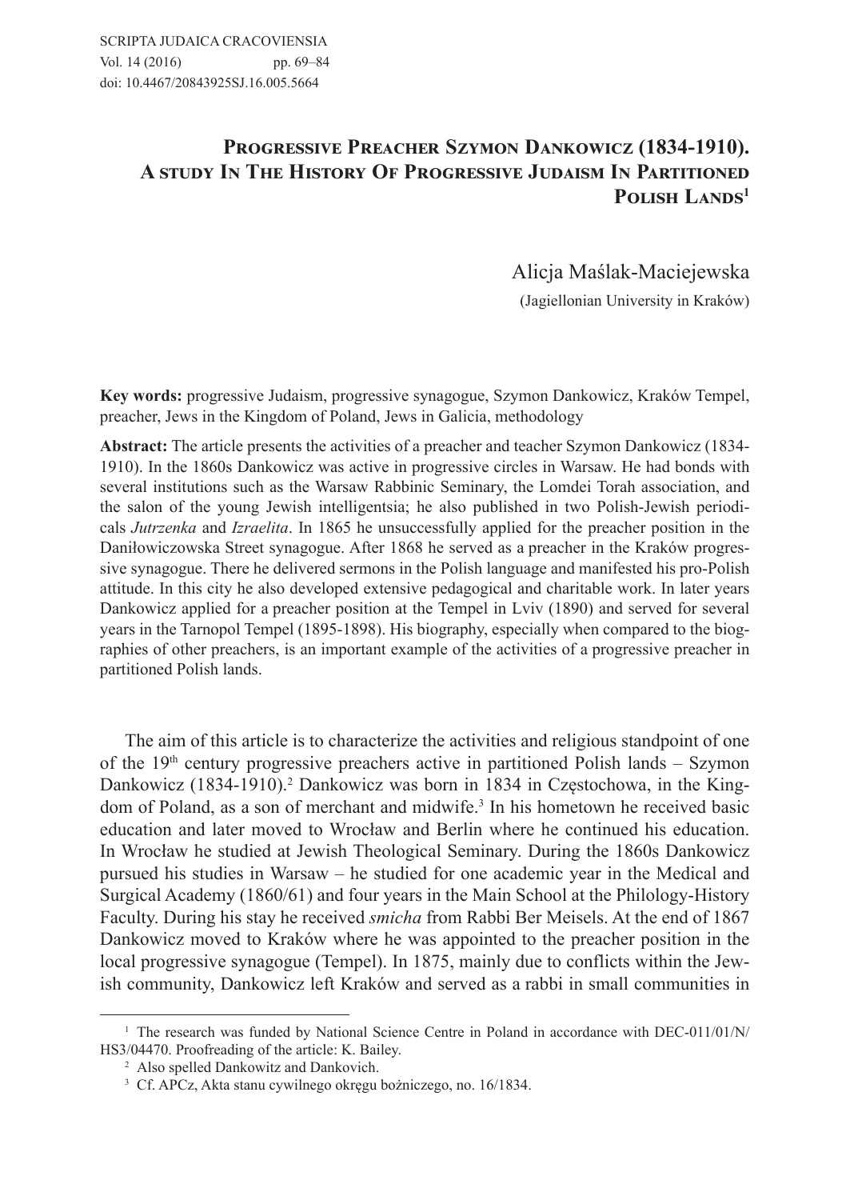# Progressive Preacher Szymon Dankowicz (1834-1910). A study In The History Of Progressive Judaism In Partitioned Polish Lands[1]

Alicja Maślak-Maciejewska

(Jagiellonian University in Kraków)

**Key words:** progressive Judaism, progressive synagogue, Szymon Dankowicz, Kraków Tempel, preacher, Jews in the Kingdom of Poland, Jews in Galicia, methodology

**Abstract:** The article presents the activities of a preacher and teacher Szymon Dankowicz (1834-1910). In the 1860s Dankowicz was active in progressive circles in Warsaw. He had bonds with several institutions such as the Warsaw Rabbinic Seminary, the Lomdei Torah association, and the salon of the young Jewish intelligentsia; he also published in two Polish-Jewish periodicals *Jutrzenka* and *Izraelita*. In 1865 he unsuccessfully applied for the preacher position in the Daniłowiczowska Street synagogue. After 1868 he served as a preacher in the Kraków progressive synagogue. There he delivered sermons in the Polish language and manifested his pro-Polish attitude. In this city he also developed extensive pedagogical and charitable work. In later years Dankowicz applied for a preacher position at the Tempel in Lviv (1890) and served for several years in the Tarnopol Tempel (1895-1898). His biography, especially when compared to the biographies of other preachers, is an important example of the activities of a progressive preacher in partitioned Polish lands.

The aim of this article is to characterize the activities and religious standpoint of one of the 19th century progressive preachers active in partitioned Polish lands – Szymon Dankowicz (1834-1910).[2] Dankowicz was born in 1834 in Częstochowa, in the Kingdom of Poland, as a son of merchant and midwife.[3] In his hometown he received basic education and later moved to Wrocław and Berlin where he continued his education. In Wrocław he studied at Jewish Theological Seminary. During the 1860s Dankowicz pursued his studies in Warsaw – he studied for one academic year in the Medical and Surgical Academy (1860/61) and four years in the Main School at the Philology-History Faculty. During his stay he received *smicha* from Rabbi Ber Meisels. At the end of 1867 Dankowicz moved to Kraków where he was appointed to the preacher position in the local progressive synagogue (Tempel). In 1875, mainly due to conflicts within the Jewish community, Dankowicz left Kraków and served as a rabbi in small communities in

[1] The research was funded by National Science Centre in Poland in accordance with DEC-011/01/N/HS3/04470. Proofreading of the article: K. Bailey.

[2] Also spelled Dankowitz and Dankovich.

[3] Cf. APCz, Akta stanu cywilnego okręgu bożniczego, no. 16/1834.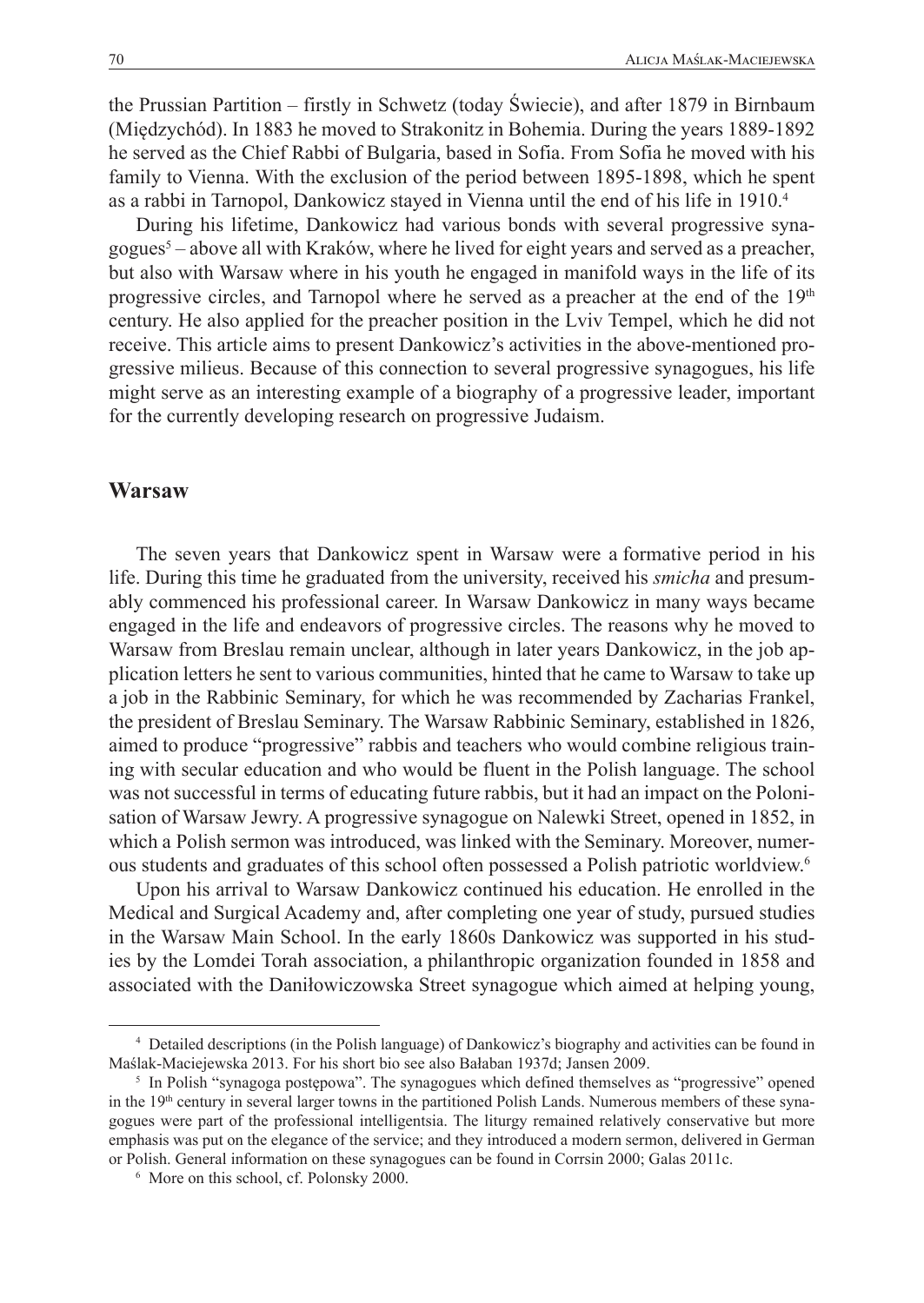the Prussian Partition – firstly in Schwetz (today Świecie), and after 1879 in Birnbaum (Międzychód). In 1883 he moved to Strakonitz in Bohemia. During the years 1889-1892 he served as the Chief Rabbi of Bulgaria, based in Sofia. From Sofia he moved with his family to Vienna. With the exclusion of the period between 1895-1898, which he spent as a rabbi in Tarnopol, Dankowicz stayed in Vienna until the end of his life in 1910.[4]

During his lifetime, Dankowicz had various bonds with several progressive synagogues[5] – above all with Kraków, where he lived for eight years and served as a preacher, but also with Warsaw where in his youth he engaged in manifold ways in the life of its progressive circles, and Tarnopol where he served as a preacher at the end of the 19th century. He also applied for the preacher position in the Lviv Tempel, which he did not receive. This article aims to present Dankowicz's activities in the above-mentioned progressive milieus. Because of this connection to several progressive synagogues, his life might serve as an interesting example of a biography of a progressive leader, important for the currently developing research on progressive Judaism.

## Warsaw

The seven years that Dankowicz spent in Warsaw were a formative period in his life. During this time he graduated from the university, received his *smicha* and presumably commenced his professional career. In Warsaw Dankowicz in many ways became engaged in the life and endeavors of progressive circles. The reasons why he moved to Warsaw from Breslau remain unclear, although in later years Dankowicz, in the job application letters he sent to various communities, hinted that he came to Warsaw to take up a job in the Rabbinic Seminary, for which he was recommended by Zacharias Frankel, the president of Breslau Seminary. The Warsaw Rabbinic Seminary, established in 1826, aimed to produce "progressive" rabbis and teachers who would combine religious training with secular education and who would be fluent in the Polish language. The school was not successful in terms of educating future rabbis, but it had an impact on the Polonisation of Warsaw Jewry. A progressive synagogue on Nalewki Street, opened in 1852, in which a Polish sermon was introduced, was linked with the Seminary. Moreover, numerous students and graduates of this school often possessed a Polish patriotic worldview.[6]

Upon his arrival to Warsaw Dankowicz continued his education. He enrolled in the Medical and Surgical Academy and, after completing one year of study, pursued studies in the Warsaw Main School. In the early 1860s Dankowicz was supported in his studies by the Lomdei Torah association, a philanthropic organization founded in 1858 and associated with the Daniłowiczowska Street synagogue which aimed at helping young,

---

[4] Detailed descriptions (in the Polish language) of Dankowicz's biography and activities can be found in Maślak-Maciejewska 2013. For his short bio see also Bałaban 1937d; Jansen 2009.

[5] In Polish "synagoga postępowa". The synagogues which defined themselves as "progressive" opened in the 19th century in several larger towns in the partitioned Polish Lands. Numerous members of these synagogues were part of the professional intelligentsia. The liturgy remained relatively conservative but more emphasis was put on the elegance of the service; and they introduced a modern sermon, delivered in German or Polish. General information on these synagogues can be found in Corrsin 2000; Galas 2011c.

[6] More on this school, cf. Polonsky 2000.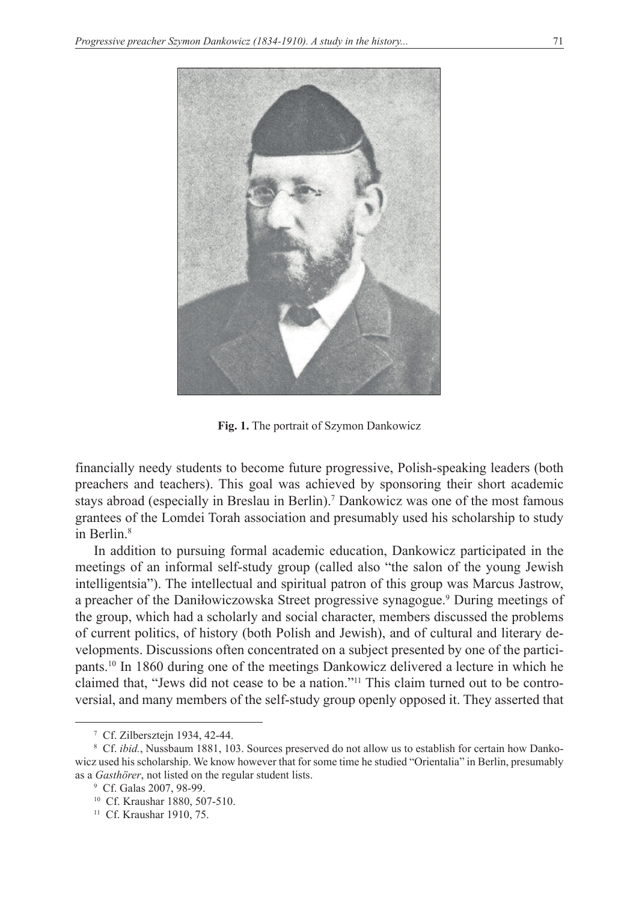**Fig. 1.** The portrait of Szymon Dankowicz

financially needy students to become future progressive, Polish-speaking leaders (both preachers and teachers). This goal was achieved by sponsoring their short academic stays abroad (especially in Breslau in Berlin).[7] Dankowicz was one of the most famous grantees of the Lomdei Torah association and presumably used his scholarship to study in Berlin.[8]

In addition to pursuing formal academic education, Dankowicz participated in the meetings of an informal self-study group (called also "the salon of the young Jewish intelligentsia"). The intellectual and spiritual patron of this group was Marcus Jastrow, a preacher of the Daniłowiczowska Street progressive synagogue.[9] During meetings of the group, which had a scholarly and social character, members discussed the problems of current politics, of history (both Polish and Jewish), and of cultural and literary developments. Discussions often concentrated on a subject presented by one of the participants.[10] In 1860 during one of the meetings Dankowicz delivered a lecture in which he claimed that, "Jews did not cease to be a nation."[11] This claim turned out to be controversial, and many members of the self-study group openly opposed it. They asserted that

---

[7] Cf. Zilbersztejn 1934, 42-44.

[8] Cf. *ibid.*, Nussbaum 1881, 103. Sources preserved do not allow us to establish for certain how Dankowicz used his scholarship. We know however that for some time he studied "Orientalia" in Berlin, presumably as a *Gasthörer*, not listed on the regular student lists.

[9] Cf. Galas 2007, 98-99.

[10] Cf. Kraushar 1880, 507-510.

[11] Cf. Kraushar 1910, 75.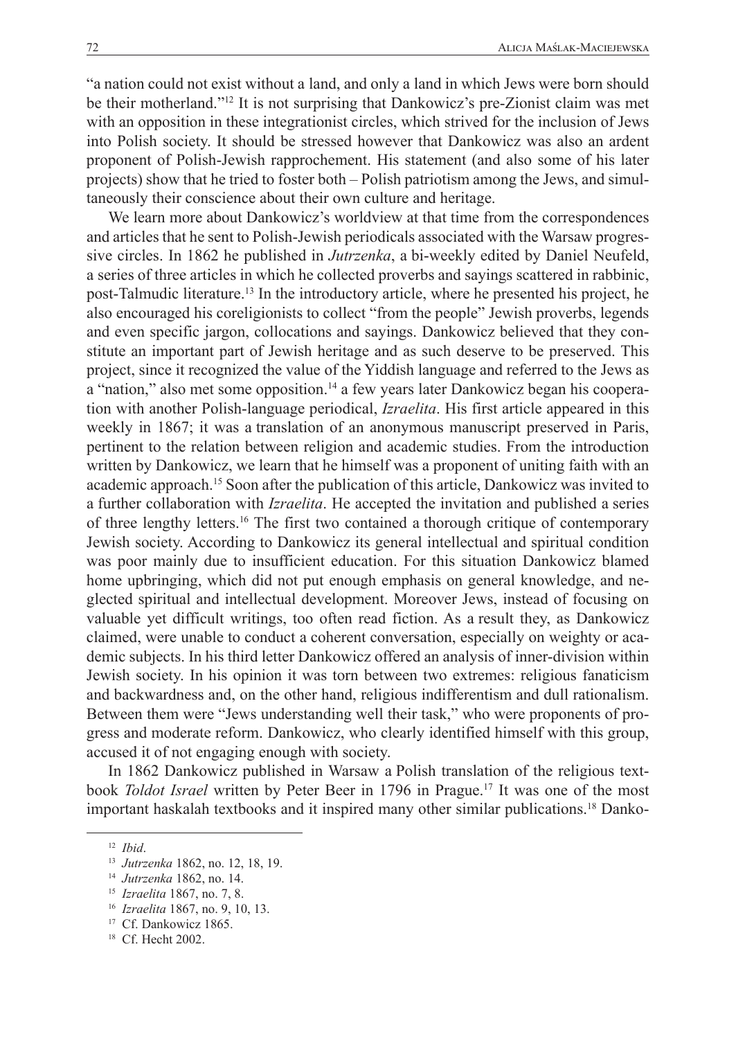"a nation could not exist without a land, and only a land in which Jews were born should be their motherland."[12] It is not surprising that Dankowicz's pre-Zionist claim was met with an opposition in these integrationist circles, which strived for the inclusion of Jews into Polish society. It should be stressed however that Dankowicz was also an ardent proponent of Polish-Jewish rapprochement. His statement (and also some of his later projects) show that he tried to foster both – Polish patriotism among the Jews, and simultaneously their conscience about their own culture and heritage.

We learn more about Dankowicz's worldview at that time from the correspondences and articles that he sent to Polish-Jewish periodicals associated with the Warsaw progressive circles. In 1862 he published in *Jutrzenka*, a bi-weekly edited by Daniel Neufeld, a series of three articles in which he collected proverbs and sayings scattered in rabbinic, post-Talmudic literature.[13] In the introductory article, where he presented his project, he also encouraged his coreligionists to collect "from the people" Jewish proverbs, legends and even specific jargon, collocations and sayings. Dankowicz believed that they constitute an important part of Jewish heritage and as such deserve to be preserved. This project, since it recognized the value of the Yiddish language and referred to the Jews as a "nation," also met some opposition.[14] a few years later Dankowicz began his cooperation with another Polish-language periodical, *Izraelita*. His first article appeared in this weekly in 1867; it was a translation of an anonymous manuscript preserved in Paris, pertinent to the relation between religion and academic studies. From the introduction written by Dankowicz, we learn that he himself was a proponent of uniting faith with an academic approach.[15] Soon after the publication of this article, Dankowicz was invited to a further collaboration with *Izraelita*. He accepted the invitation and published a series of three lengthy letters.[16] The first two contained a thorough critique of contemporary Jewish society. According to Dankowicz its general intellectual and spiritual condition was poor mainly due to insufficient education. For this situation Dankowicz blamed home upbringing, which did not put enough emphasis on general knowledge, and neglected spiritual and intellectual development. Moreover Jews, instead of focusing on valuable yet difficult writings, too often read fiction. As a result they, as Dankowicz claimed, were unable to conduct a coherent conversation, especially on weighty or academic subjects. In his third letter Dankowicz offered an analysis of inner-division within Jewish society. In his opinion it was torn between two extremes: religious fanaticism and backwardness and, on the other hand, religious indifferentism and dull rationalism. Between them were "Jews understanding well their task," who were proponents of progress and moderate reform. Dankowicz, who clearly identified himself with this group, accused it of not engaging enough with society.

In 1862 Dankowicz published in Warsaw a Polish translation of the religious textbook *Toldot Israel* written by Peter Beer in 1796 in Prague.[17] It was one of the most important haskalah textbooks and it inspired many other similar publications.[18] Danko-

---

[12] *Ibid*.

[13] *Jutrzenka* 1862, no. 12, 18, 19.

[14] *Jutrzenka* 1862, no. 14.

[15] *Izraelita* 1867, no. 7, 8.

[16] *Izraelita* 1867, no. 9, 10, 13.

[17] Cf. Dankowicz 1865.

[18] Cf. Hecht 2002.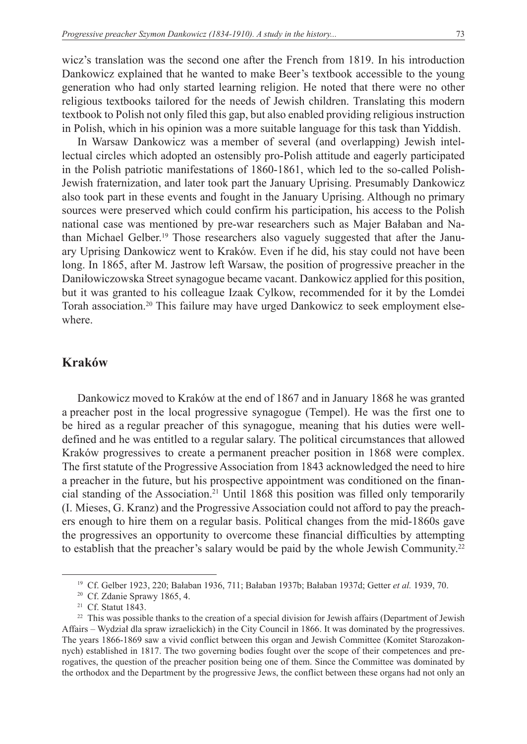wicz's translation was the second one after the French from 1819. In his introduction Dankowicz explained that he wanted to make Beer's textbook accessible to the young generation who had only started learning religion. He noted that there were no other religious textbooks tailored for the needs of Jewish children. Translating this modern textbook to Polish not only filed this gap, but also enabled providing religious instruction in Polish, which in his opinion was a more suitable language for this task than Yiddish.

In Warsaw Dankowicz was a member of several (and overlapping) Jewish intellectual circles which adopted an ostensibly pro-Polish attitude and eagerly participated in the Polish patriotic manifestations of 1860-1861, which led to the so-called Polish-Jewish fraternization, and later took part the January Uprising. Presumably Dankowicz also took part in these events and fought in the January Uprising. Although no primary sources were preserved which could confirm his participation, his access to the Polish national case was mentioned by pre-war researchers such as Majer Bałaban and Nathan Michael Gelber.[19] Those researchers also vaguely suggested that after the January Uprising Dankowicz went to Kraków. Even if he did, his stay could not have been long. In 1865, after M. Jastrow left Warsaw, the position of progressive preacher in the Daniłowiczowska Street synagogue became vacant. Dankowicz applied for this position, but it was granted to his colleague Izaak Cylkow, recommended for it by the Lomdei Torah association.[20] This failure may have urged Dankowicz to seek employment elsewhere.

## Kraków

Dankowicz moved to Kraków at the end of 1867 and in January 1868 he was granted a preacher post in the local progressive synagogue (Tempel). He was the first one to be hired as a regular preacher of this synagogue, meaning that his duties were well-defined and he was entitled to a regular salary. The political circumstances that allowed Kraków progressives to create a permanent preacher position in 1868 were complex. The first statute of the Progressive Association from 1843 acknowledged the need to hire a preacher in the future, but his prospective appointment was conditioned on the financial standing of the Association.[21] Until 1868 this position was filled only temporarily (I. Mieses, G. Kranz) and the Progressive Association could not afford to pay the preachers enough to hire them on a regular basis. Political changes from the mid-1860s gave the progressives an opportunity to overcome these financial difficulties by attempting to establish that the preacher's salary would be paid by the whole Jewish Community.[22]

---

[19] Cf. Gelber 1923, 220; Bałaban 1936, 711; Bałaban 1937b; Bałaban 1937d; Getter *et al.* 1939, 70.

[20] Cf. Zdanie Sprawy 1865, 4.

[21] Cf. Statut 1843.

[22] This was possible thanks to the creation of a special division for Jewish affairs (Department of Jewish Affairs – Wydział dla spraw izraelickich) in the City Council in 1866. It was dominated by the progressives. The years 1866-1869 saw a vivid conflict between this organ and Jewish Committee (Komitet Starozakonnych) established in 1817. The two governing bodies fought over the scope of their competences and prerogatives, the question of the preacher position being one of them. Since the Committee was dominated by the orthodox and the Department by the progressive Jews, the conflict between these organs had not only an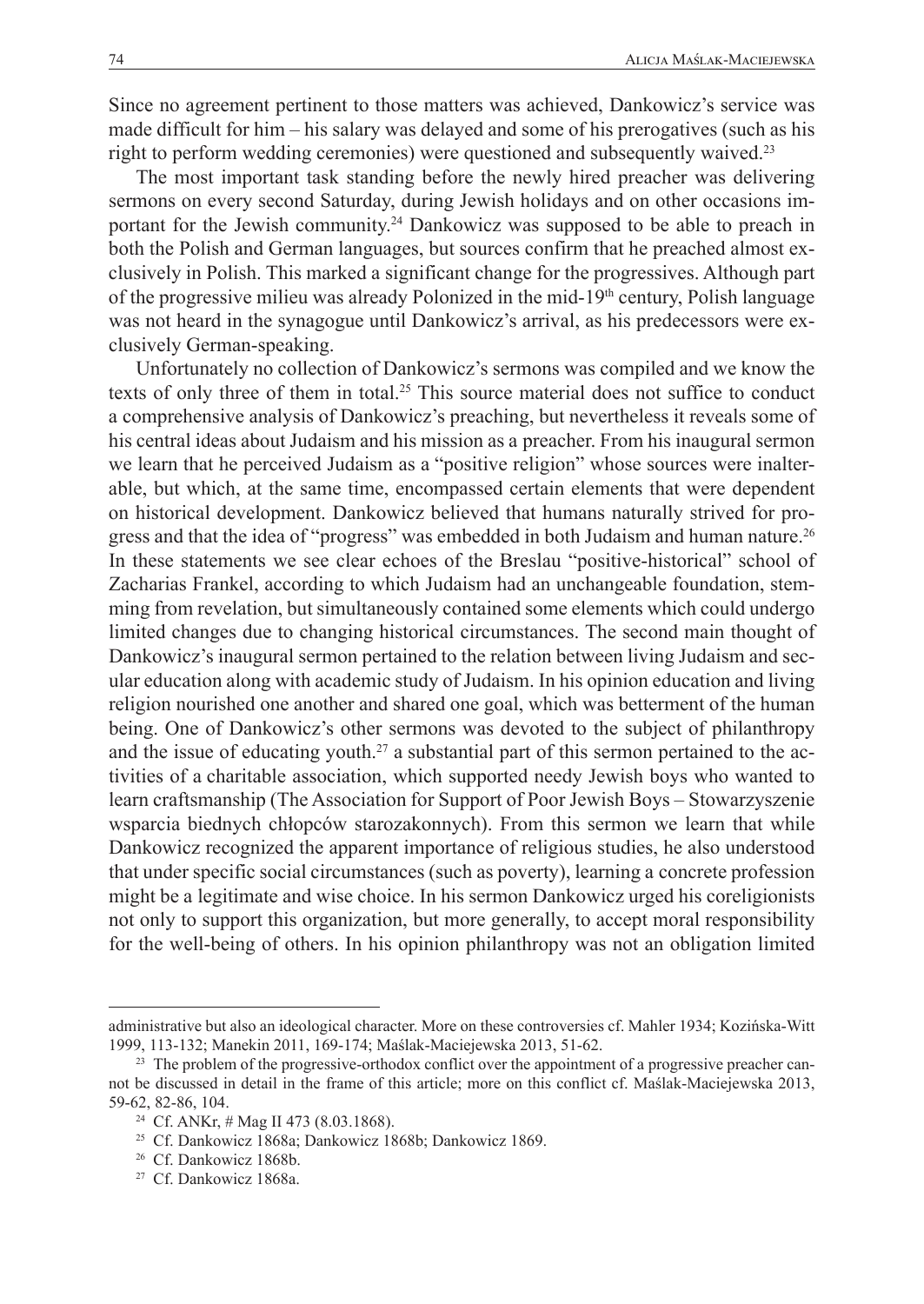Since no agreement pertinent to those matters was achieved, Dankowicz's service was made difficult for him – his salary was delayed and some of his prerogatives (such as his right to perform wedding ceremonies) were questioned and subsequently waived.[23]

The most important task standing before the newly hired preacher was delivering sermons on every second Saturday, during Jewish holidays and on other occasions important for the Jewish community.[24] Dankowicz was supposed to be able to preach in both the Polish and German languages, but sources confirm that he preached almost exclusively in Polish. This marked a significant change for the progressives. Although part of the progressive milieu was already Polonized in the mid-19th century, Polish language was not heard in the synagogue until Dankowicz's arrival, as his predecessors were exclusively German-speaking.

Unfortunately no collection of Dankowicz's sermons was compiled and we know the texts of only three of them in total.[25] This source material does not suffice to conduct a comprehensive analysis of Dankowicz's preaching, but nevertheless it reveals some of his central ideas about Judaism and his mission as a preacher. From his inaugural sermon we learn that he perceived Judaism as a "positive religion" whose sources were inalterable, but which, at the same time, encompassed certain elements that were dependent on historical development. Dankowicz believed that humans naturally strived for progress and that the idea of "progress" was embedded in both Judaism and human nature.[26] In these statements we see clear echoes of the Breslau "positive-historical" school of Zacharias Frankel, according to which Judaism had an unchangeable foundation, stemming from revelation, but simultaneously contained some elements which could undergo limited changes due to changing historical circumstances. The second main thought of Dankowicz's inaugural sermon pertained to the relation between living Judaism and secular education along with academic study of Judaism. In his opinion education and living religion nourished one another and shared one goal, which was betterment of the human being. One of Dankowicz's other sermons was devoted to the subject of philanthropy and the issue of educating youth.[27] a substantial part of this sermon pertained to the activities of a charitable association, which supported needy Jewish boys who wanted to learn craftsmanship (The Association for Support of Poor Jewish Boys – Stowarzyszenie wsparcia biednych chłopców starozakonnych). From this sermon we learn that while Dankowicz recognized the apparent importance of religious studies, he also understood that under specific social circumstances (such as poverty), learning a concrete profession might be a legitimate and wise choice. In his sermon Dankowicz urged his coreligionists not only to support this organization, but more generally, to accept moral responsibility for the well-being of others. In his opinion philanthropy was not an obligation limited

---

administrative but also an ideological character. More on these controversies cf. Mahler 1934; Kozińska-Witt 1999, 113-132; Manekin 2011, 169-174; Maślak-Maciejewska 2013, 51-62.

[23] The problem of the progressive-orthodox conflict over the appointment of a progressive preacher cannot be discussed in detail in the frame of this article; more on this conflict cf. Maślak-Maciejewska 2013, 59-62, 82-86, 104.

[24] Cf. ANKr, # Mag II 473 (8.03.1868).

[25] Cf. Dankowicz 1868a; Dankowicz 1868b; Dankowicz 1869.

[26] Cf. Dankowicz 1868b.

[27] Cf. Dankowicz 1868a.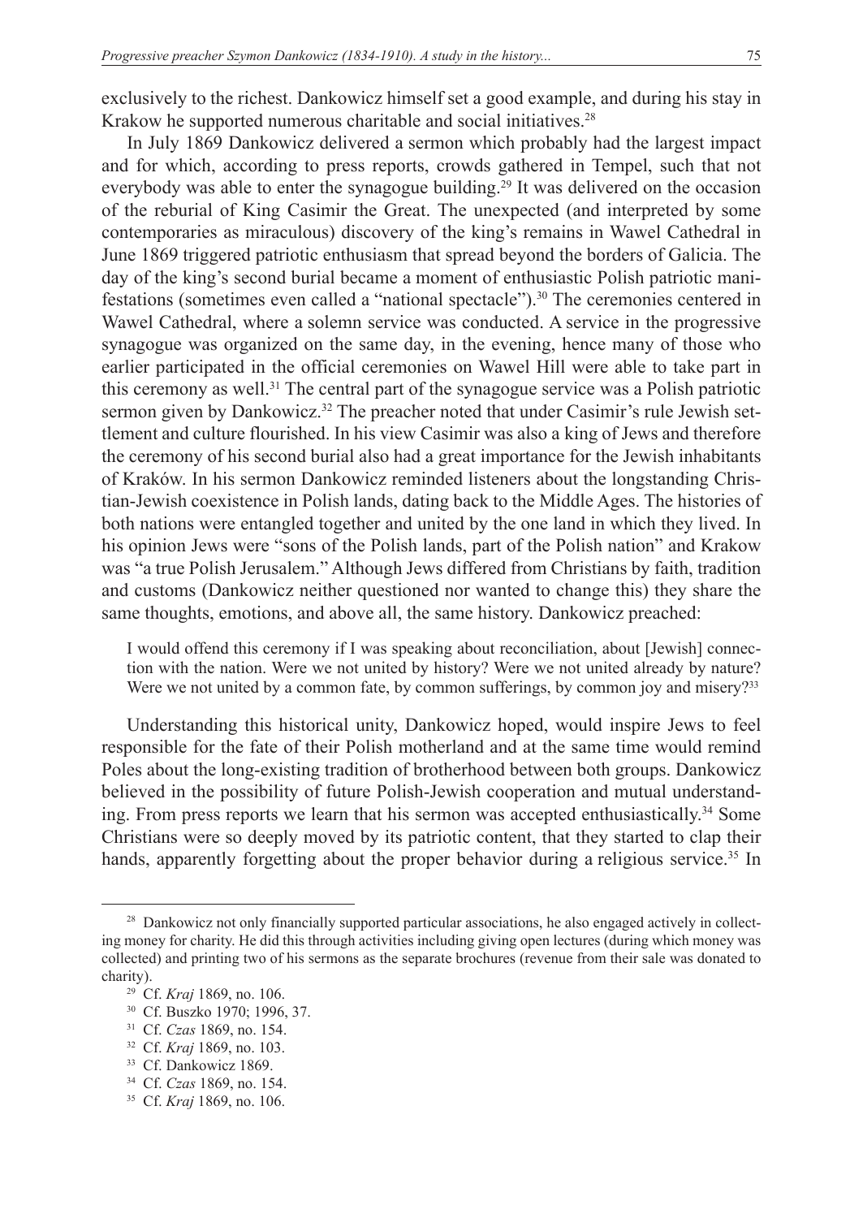exclusively to the richest. Dankowicz himself set a good example, and during his stay in Krakow he supported numerous charitable and social initiatives.[28]

In July 1869 Dankowicz delivered a sermon which probably had the largest impact and for which, according to press reports, crowds gathered in Tempel, such that not everybody was able to enter the synagogue building.[29] It was delivered on the occasion of the reburial of King Casimir the Great. The unexpected (and interpreted by some contemporaries as miraculous) discovery of the king's remains in Wawel Cathedral in June 1869 triggered patriotic enthusiasm that spread beyond the borders of Galicia. The day of the king's second burial became a moment of enthusiastic Polish patriotic manifestations (sometimes even called a "national spectacle").[30] The ceremonies centered in Wawel Cathedral, where a solemn service was conducted. A service in the progressive synagogue was organized on the same day, in the evening, hence many of those who earlier participated in the official ceremonies on Wawel Hill were able to take part in this ceremony as well.[31] The central part of the synagogue service was a Polish patriotic sermon given by Dankowicz.[32] The preacher noted that under Casimir's rule Jewish settlement and culture flourished. In his view Casimir was also a king of Jews and therefore the ceremony of his second burial also had a great importance for the Jewish inhabitants of Kraków. In his sermon Dankowicz reminded listeners about the longstanding Christian-Jewish coexistence in Polish lands, dating back to the Middle Ages. The histories of both nations were entangled together and united by the one land in which they lived. In his opinion Jews were "sons of the Polish lands, part of the Polish nation" and Krakow was "a true Polish Jerusalem." Although Jews differed from Christians by faith, tradition and customs (Dankowicz neither questioned nor wanted to change this) they share the same thoughts, emotions, and above all, the same history. Dankowicz preached:

> I would offend this ceremony if I was speaking about reconciliation, about [Jewish] connection with the nation. Were we not united by history? Were we not united already by nature? Were we not united by a common fate, by common sufferings, by common joy and misery?[33]

Understanding this historical unity, Dankowicz hoped, would inspire Jews to feel responsible for the fate of their Polish motherland and at the same time would remind Poles about the long-existing tradition of brotherhood between both groups. Dankowicz believed in the possibility of future Polish-Jewish cooperation and mutual understanding. From press reports we learn that his sermon was accepted enthusiastically.[34] Some Christians were so deeply moved by its patriotic content, that they started to clap their hands, apparently forgetting about the proper behavior during a religious service.[35] In

---

[28] Dankowicz not only financially supported particular associations, he also engaged actively in collecting money for charity. He did this through activities including giving open lectures (during which money was collected) and printing two of his sermons as the separate brochures (revenue from their sale was donated to charity).

[29] Cf. *Kraj* 1869, no. 106.

[30] Cf. Buszko 1970; 1996, 37.

[31] Cf. *Czas* 1869, no. 154.

[32] Cf. *Kraj* 1869, no. 103.

[33] Cf. Dankowicz 1869.

[34] Cf. *Czas* 1869, no. 154.

[35] Cf. *Kraj* 1869, no. 106.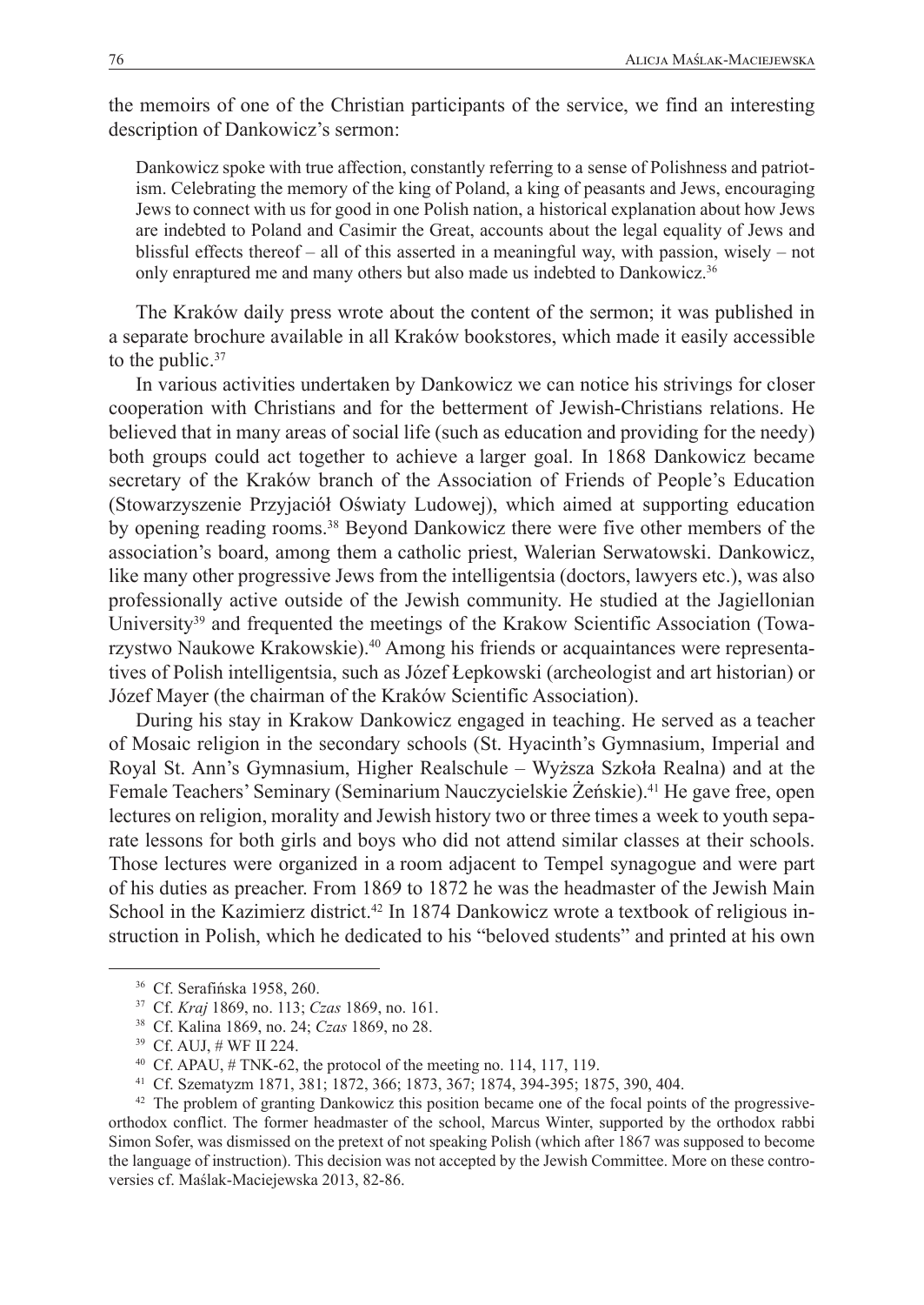the memoirs of one of the Christian participants of the service, we find an interesting description of Dankowicz's sermon:

> Dankowicz spoke with true affection, constantly referring to a sense of Polishness and patriotism. Celebrating the memory of the king of Poland, a king of peasants and Jews, encouraging Jews to connect with us for good in one Polish nation, a historical explanation about how Jews are indebted to Poland and Casimir the Great, accounts about the legal equality of Jews and blissful effects thereof – all of this asserted in a meaningful way, with passion, wisely – not only enraptured me and many others but also made us indebted to Dankowicz.[36]

The Kraków daily press wrote about the content of the sermon; it was published in a separate brochure available in all Kraków bookstores, which made it easily accessible to the public.[37]

In various activities undertaken by Dankowicz we can notice his strivings for closer cooperation with Christians and for the betterment of Jewish-Christians relations. He believed that in many areas of social life (such as education and providing for the needy) both groups could act together to achieve a larger goal. In 1868 Dankowicz became secretary of the Kraków branch of the Association of Friends of People's Education (Stowarzyszenie Przyjaciół Oświaty Ludowej), which aimed at supporting education by opening reading rooms.[38] Beyond Dankowicz there were five other members of the association's board, among them a catholic priest, Walerian Serwatowski. Dankowicz, like many other progressive Jews from the intelligentsia (doctors, lawyers etc.), was also professionally active outside of the Jewish community. He studied at the Jagiellonian University[39] and frequented the meetings of the Krakow Scientific Association (Towarzystwo Naukowe Krakowskie).[40] Among his friends or acquaintances were representatives of Polish intelligentsia, such as Józef Łepkowski (archeologist and art historian) or Józef Mayer (the chairman of the Kraków Scientific Association).

During his stay in Krakow Dankowicz engaged in teaching. He served as a teacher of Mosaic religion in the secondary schools (St. Hyacinth's Gymnasium, Imperial and Royal St. Ann's Gymnasium, Higher Realschule – Wyższa Szkoła Realna) and at the Female Teachers' Seminary (Seminarium Nauczycielskie Żeńskie).[41] He gave free, open lectures on religion, morality and Jewish history two or three times a week to youth separate lessons for both girls and boys who did not attend similar classes at their schools. Those lectures were organized in a room adjacent to Tempel synagogue and were part of his duties as preacher. From 1869 to 1872 he was the headmaster of the Jewish Main School in the Kazimierz district.[42] In 1874 Dankowicz wrote a textbook of religious instruction in Polish, which he dedicated to his "beloved students" and printed at his own

---

[36] Cf. Serafińska 1958, 260.

[37] Cf. *Kraj* 1869, no. 113; *Czas* 1869, no. 161.

[38] Cf. Kalina 1869, no. 24; *Czas* 1869, no 28.

[39] Cf. AUJ, # WF II 224.

[40] Cf. APAU, # TNK-62, the protocol of the meeting no. 114, 117, 119.

[41] Cf. Szematyzm 1871, 381; 1872, 366; 1873, 367; 1874, 394-395; 1875, 390, 404.

[42] The problem of granting Dankowicz this position became one of the focal points of the progressive-orthodox conflict. The former headmaster of the school, Marcus Winter, supported by the orthodox rabbi Simon Sofer, was dismissed on the pretext of not speaking Polish (which after 1867 was supposed to become the language of instruction). This decision was not accepted by the Jewish Committee. More on these controversies cf. Maślak-Maciejewska 2013, 82-86.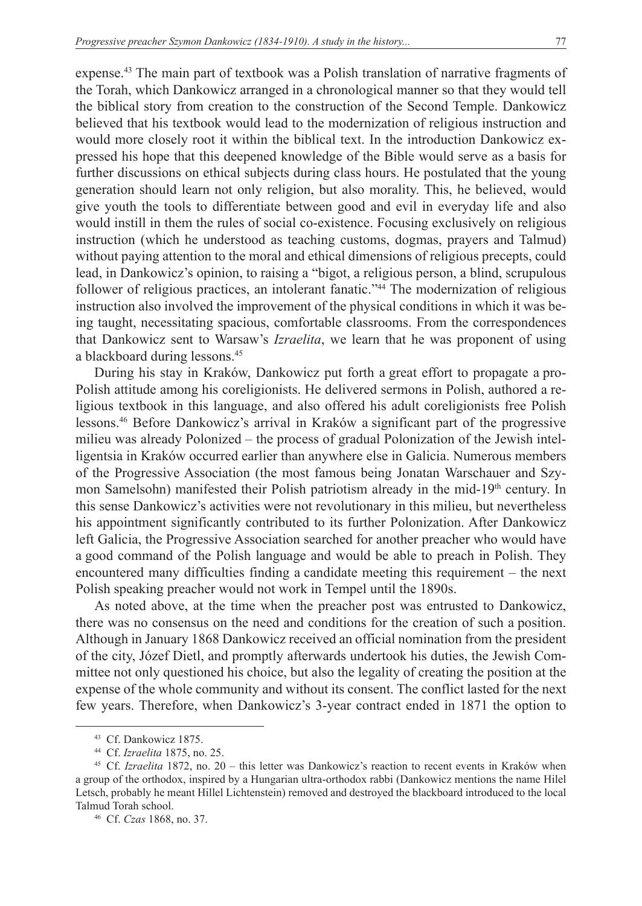expense.[43] The main part of textbook was a Polish translation of narrative fragments of the Torah, which Dankowicz arranged in a chronological manner so that they would tell the biblical story from creation to the construction of the Second Temple. Dankowicz believed that his textbook would lead to the modernization of religious instruction and would more closely root it within the biblical text. In the introduction Dankowicz expressed his hope that this deepened knowledge of the Bible would serve as a basis for further discussions on ethical subjects during class hours. He postulated that the young generation should learn not only religion, but also morality. This, he believed, would give youth the tools to differentiate between good and evil in everyday life and also would instill in them the rules of social co-existence. Focusing exclusively on religious instruction (which he understood as teaching customs, dogmas, prayers and Talmud) without paying attention to the moral and ethical dimensions of religious precepts, could lead, in Dankowicz's opinion, to raising a "bigot, a religious person, a blind, scrupulous follower of religious practices, an intolerant fanatic."[44] The modernization of religious instruction also involved the improvement of the physical conditions in which it was being taught, necessitating spacious, comfortable classrooms. From the correspondences that Dankowicz sent to Warsaw's *Izraelita*, we learn that he was proponent of using a blackboard during lessons.[45]

During his stay in Kraków, Dankowicz put forth a great effort to propagate a pro-Polish attitude among his coreligionists. He delivered sermons in Polish, authored a religious textbook in this language, and also offered his adult coreligionists free Polish lessons.[46] Before Dankowicz's arrival in Kraków a significant part of the progressive milieu was already Polonized – the process of gradual Polonization of the Jewish intelligentsia in Kraków occurred earlier than anywhere else in Galicia. Numerous members of the Progressive Association (the most famous being Jonatan Warschauer and Szymon Samelsohn) manifested their Polish patriotism already in the mid-19th century. In this sense Dankowicz's activities were not revolutionary in this milieu, but nevertheless his appointment significantly contributed to its further Polonization. After Dankowicz left Galicia, the Progressive Association searched for another preacher who would have a good command of the Polish language and would be able to preach in Polish. They encountered many difficulties finding a candidate meeting this requirement – the next Polish speaking preacher would not work in Tempel until the 1890s.

As noted above, at the time when the preacher post was entrusted to Dankowicz, there was no consensus on the need and conditions for the creation of such a position. Although in January 1868 Dankowicz received an official nomination from the president of the city, Józef Dietl, and promptly afterwards undertook his duties, the Jewish Committee not only questioned his choice, but also the legality of creating the position at the expense of the whole community and without its consent. The conflict lasted for the next few years. Therefore, when Dankowicz's 3-year contract ended in 1871 the option to

---

[43] Cf. Dankowicz 1875.

[44] Cf. *Izraelita* 1875, no. 25.

[45] Cf. *Izraelita* 1872, no. 20 – this letter was Dankowicz's reaction to recent events in Kraków when a group of the orthodox, inspired by a Hungarian ultra-orthodox rabbi (Dankowicz mentions the name Hilel Letsch, probably he meant Hillel Lichtenstein) removed and destroyed the blackboard introduced to the local Talmud Torah school.

[46] Cf. *Czas* 1868, no. 37.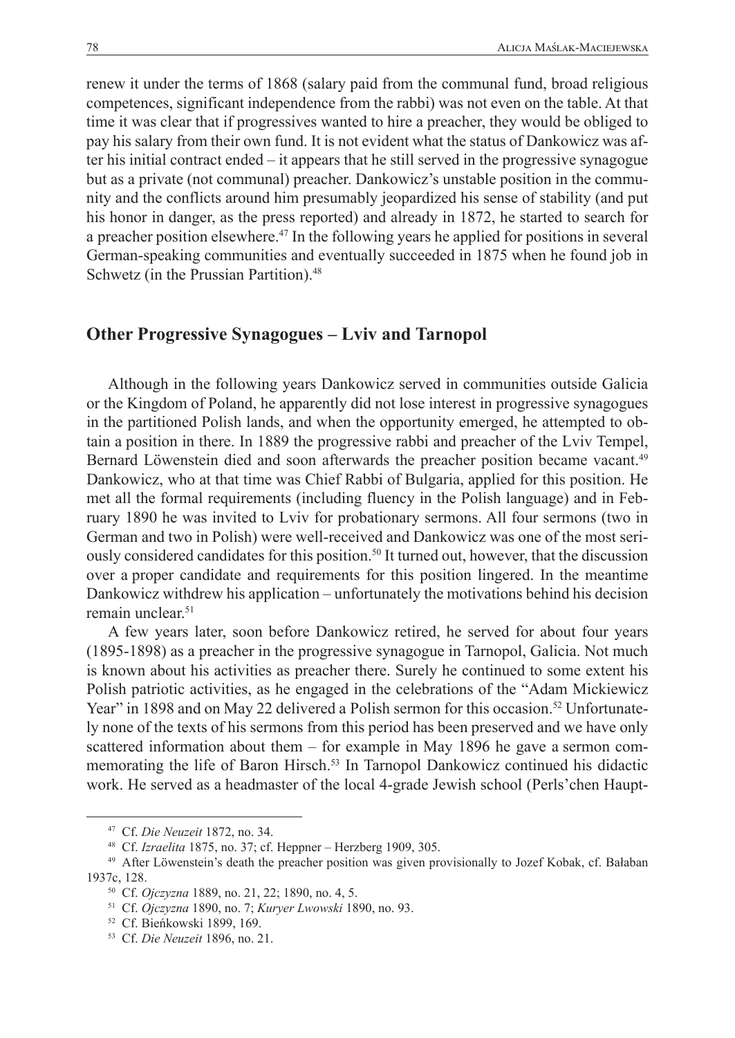renew it under the terms of 1868 (salary paid from the communal fund, broad religious competences, significant independence from the rabbi) was not even on the table. At that time it was clear that if progressives wanted to hire a preacher, they would be obliged to pay his salary from their own fund. It is not evident what the status of Dankowicz was after his initial contract ended – it appears that he still served in the progressive synagogue but as a private (not communal) preacher. Dankowicz's unstable position in the community and the conflicts around him presumably jeopardized his sense of stability (and put his honor in danger, as the press reported) and already in 1872, he started to search for a preacher position elsewhere.[47] In the following years he applied for positions in several German-speaking communities and eventually succeeded in 1875 when he found job in Schwetz (in the Prussian Partition).[48]

## Other Progressive Synagogues – Lviv and Tarnopol

Although in the following years Dankowicz served in communities outside Galicia or the Kingdom of Poland, he apparently did not lose interest in progressive synagogues in the partitioned Polish lands, and when the opportunity emerged, he attempted to obtain a position in there. In 1889 the progressive rabbi and preacher of the Lviv Tempel, Bernard Löwenstein died and soon afterwards the preacher position became vacant.[49] Dankowicz, who at that time was Chief Rabbi of Bulgaria, applied for this position. He met all the formal requirements (including fluency in the Polish language) and in February 1890 he was invited to Lviv for probationary sermons. All four sermons (two in German and two in Polish) were well-received and Dankowicz was one of the most seriously considered candidates for this position.[50] It turned out, however, that the discussion over a proper candidate and requirements for this position lingered. In the meantime Dankowicz withdrew his application – unfortunately the motivations behind his decision remain unclear.[51]

A few years later, soon before Dankowicz retired, he served for about four years (1895-1898) as a preacher in the progressive synagogue in Tarnopol, Galicia. Not much is known about his activities as preacher there. Surely he continued to some extent his Polish patriotic activities, as he engaged in the celebrations of the "Adam Mickiewicz Year" in 1898 and on May 22 delivered a Polish sermon for this occasion.[52] Unfortunately none of the texts of his sermons from this period has been preserved and we have only scattered information about them – for example in May 1896 he gave a sermon commemorating the life of Baron Hirsch.[53] In Tarnopol Dankowicz continued his didactic work. He served as a headmaster of the local 4-grade Jewish school (Perls'chen Haupt-

---

[47] Cf. *Die Neuzeit* 1872, no. 34.

[48] Cf. *Izraelita* 1875, no. 37; cf. Heppner – Herzberg 1909, 305.

[49] After Löwenstein's death the preacher position was given provisionally to Jozef Kobak, cf. Bałaban 1937c, 128.

[50] Cf. *Ojczyzna* 1889, no. 21, 22; 1890, no. 4, 5.

[51] Cf. *Ojczyzna* 1890, no. 7; *Kuryer Lwowski* 1890, no. 93.

[52] Cf. Bieńkowski 1899, 169.

[53] Cf. *Die Neuzeit* 1896, no. 21.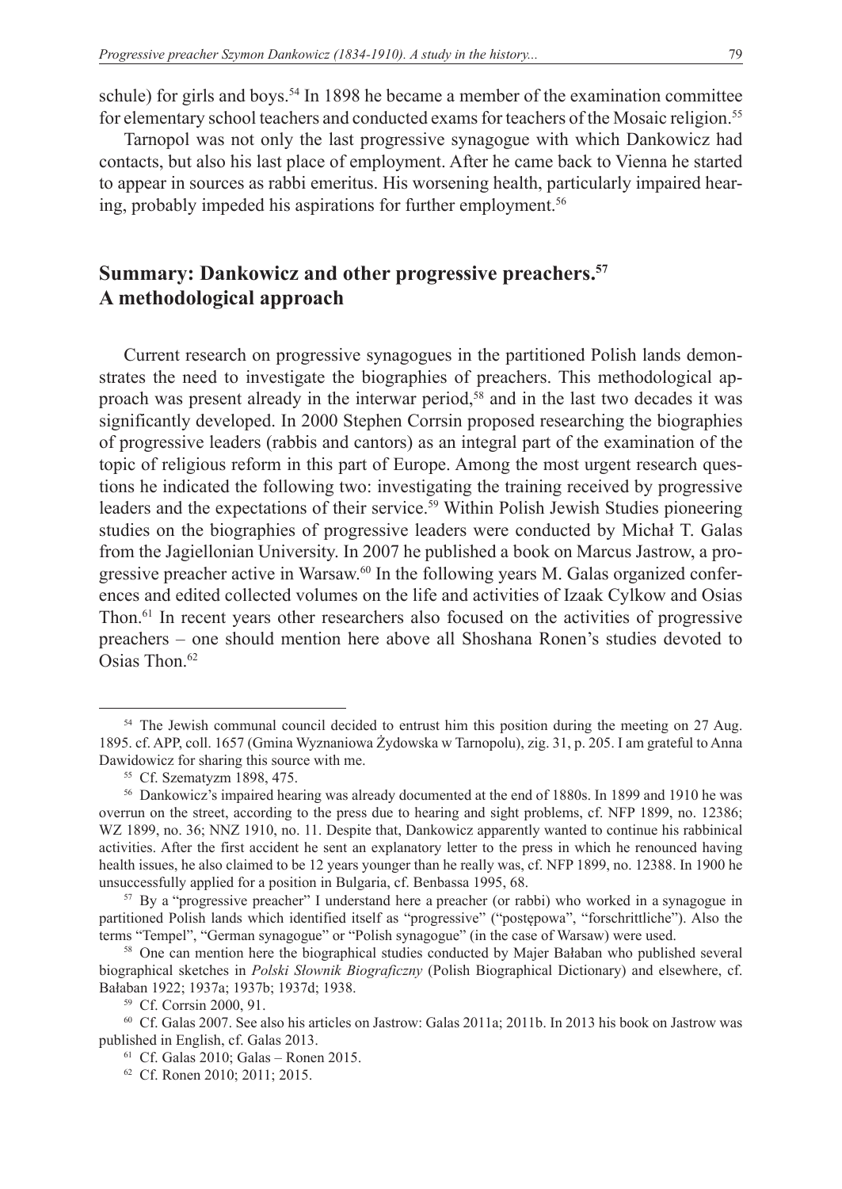schule) for girls and boys.[54] In 1898 he became a member of the examination committee for elementary school teachers and conducted exams for teachers of the Mosaic religion.[55]

Tarnopol was not only the last progressive synagogue with which Dankowicz had contacts, but also his last place of employment. After he came back to Vienna he started to appear in sources as rabbi emeritus. His worsening health, particularly impaired hearing, probably impeded his aspirations for further employment.[56]

## Summary: Dankowicz and other progressive preachers.[57] A methodological approach

Current research on progressive synagogues in the partitioned Polish lands demonstrates the need to investigate the biographies of preachers. This methodological approach was present already in the interwar period,[58] and in the last two decades it was significantly developed. In 2000 Stephen Corrsin proposed researching the biographies of progressive leaders (rabbis and cantors) as an integral part of the examination of the topic of religious reform in this part of Europe. Among the most urgent research questions he indicated the following two: investigating the training received by progressive leaders and the expectations of their service.[59] Within Polish Jewish Studies pioneering studies on the biographies of progressive leaders were conducted by Michał T. Galas from the Jagiellonian University. In 2007 he published a book on Marcus Jastrow, a progressive preacher active in Warsaw.[60] In the following years M. Galas organized conferences and edited collected volumes on the life and activities of Izaak Cylkow and Osias Thon.[61] In recent years other researchers also focused on the activities of progressive preachers – one should mention here above all Shoshana Ronen's studies devoted to Osias Thon.[62]

---

[54] The Jewish communal council decided to entrust him this position during the meeting on 27 Aug. 1895. cf. APP, coll. 1657 (Gmina Wyznaniowa Żydowska w Tarnopolu), zig. 31, p. 205. I am grateful to Anna Dawidowicz for sharing this source with me.

[55] Cf. Szematyzm 1898, 475.

[56] Dankowicz's impaired hearing was already documented at the end of 1880s. In 1899 and 1910 he was overrun on the street, according to the press due to hearing and sight problems, cf. NFP 1899, no. 12386; WZ 1899, no. 36; NNZ 1910, no. 11. Despite that, Dankowicz apparently wanted to continue his rabbinical activities. After the first accident he sent an explanatory letter to the press in which he renounced having health issues, he also claimed to be 12 years younger than he really was, cf. NFP 1899, no. 12388. In 1900 he unsuccessfully applied for a position in Bulgaria, cf. Benbassa 1995, 68.

[57] By a "progressive preacher" I understand here a preacher (or rabbi) who worked in a synagogue in partitioned Polish lands which identified itself as "progressive" ("postępowa", "forschrittliche"). Also the terms "Tempel", "German synagogue" or "Polish synagogue" (in the case of Warsaw) were used.

[58] One can mention here the biographical studies conducted by Majer Bałaban who published several biographical sketches in *Polski Słownik Biograficzny* (Polish Biographical Dictionary) and elsewhere, cf. Bałaban 1922; 1937a; 1937b; 1937d; 1938.

[59] Cf. Corrsin 2000, 91.

[60] Cf. Galas 2007. See also his articles on Jastrow: Galas 2011a; 2011b. In 2013 his book on Jastrow was published in English, cf. Galas 2013.

[61] Cf. Galas 2010; Galas – Ronen 2015.

[62] Cf. Ronen 2010; 2011; 2015.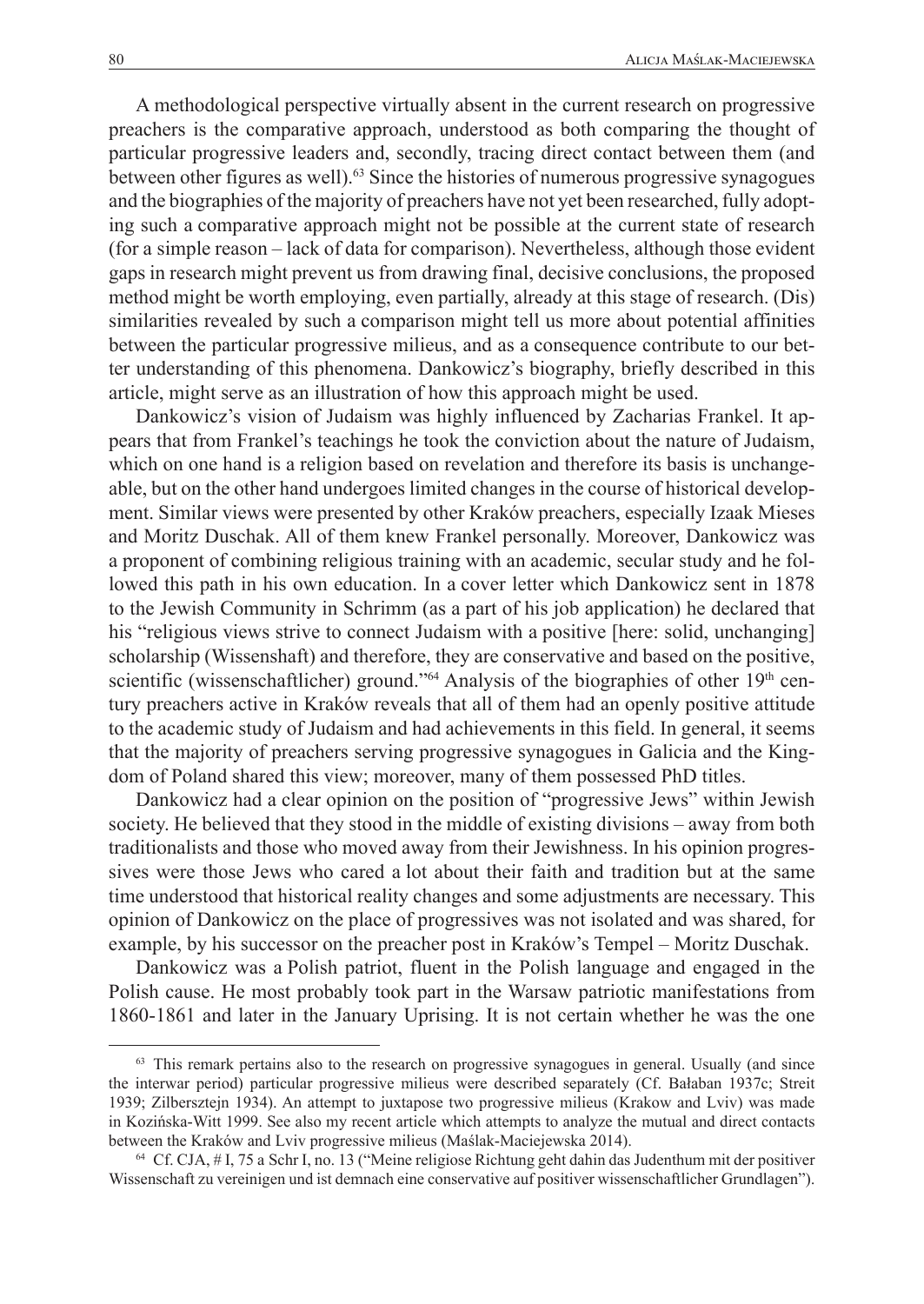A methodological perspective virtually absent in the current research on progressive preachers is the comparative approach, understood as both comparing the thought of particular progressive leaders and, secondly, tracing direct contact between them (and between other figures as well).[63] Since the histories of numerous progressive synagogues and the biographies of the majority of preachers have not yet been researched, fully adopting such a comparative approach might not be possible at the current state of research (for a simple reason – lack of data for comparison). Nevertheless, although those evident gaps in research might prevent us from drawing final, decisive conclusions, the proposed method might be worth employing, even partially, already at this stage of research. (Dis) similarities revealed by such a comparison might tell us more about potential affinities between the particular progressive milieus, and as a consequence contribute to our better understanding of this phenomena. Dankowicz's biography, briefly described in this article, might serve as an illustration of how this approach might be used.

Dankowicz's vision of Judaism was highly influenced by Zacharias Frankel. It appears that from Frankel's teachings he took the conviction about the nature of Judaism, which on one hand is a religion based on revelation and therefore its basis is unchangeable, but on the other hand undergoes limited changes in the course of historical development. Similar views were presented by other Kraków preachers, especially Izaak Mieses and Moritz Duschak. All of them knew Frankel personally. Moreover, Dankowicz was a proponent of combining religious training with an academic, secular study and he followed this path in his own education. In a cover letter which Dankowicz sent in 1878 to the Jewish Community in Schrimm (as a part of his job application) he declared that his "religious views strive to connect Judaism with a positive [here: solid, unchanging] scholarship (Wissenshaft) and therefore, they are conservative and based on the positive, scientific (wissenschaftlicher) ground."[64] Analysis of the biographies of other 19th century preachers active in Kraków reveals that all of them had an openly positive attitude to the academic study of Judaism and had achievements in this field. In general, it seems that the majority of preachers serving progressive synagogues in Galicia and the Kingdom of Poland shared this view; moreover, many of them possessed PhD titles.

Dankowicz had a clear opinion on the position of "progressive Jews" within Jewish society. He believed that they stood in the middle of existing divisions – away from both traditionalists and those who moved away from their Jewishness. In his opinion progressives were those Jews who cared a lot about their faith and tradition but at the same time understood that historical reality changes and some adjustments are necessary. This opinion of Dankowicz on the place of progressives was not isolated and was shared, for example, by his successor on the preacher post in Kraków's Tempel – Moritz Duschak.

Dankowicz was a Polish patriot, fluent in the Polish language and engaged in the Polish cause. He most probably took part in the Warsaw patriotic manifestations from 1860-1861 and later in the January Uprising. It is not certain whether he was the one

---

[63] This remark pertains also to the research on progressive synagogues in general. Usually (and since the interwar period) particular progressive milieus were described separately (Cf. Bałaban 1937c; Streit 1939; Zilbersztejn 1934). An attempt to juxtapose two progressive milieus (Krakow and Lviv) was made in Kozińska-Witt 1999. See also my recent article which attempts to analyze the mutual and direct contacts between the Kraków and Lviv progressive milieus (Maślak-Maciejewska 2014).

[64] Cf. CJA, # I, 75 a Schr I, no. 13 ("Meine religiose Richtung geht dahin das Judenthum mit der positiver Wissenschaft zu vereinigen und ist demnach eine conservative auf positiver wissenschaftlicher Grundlagen").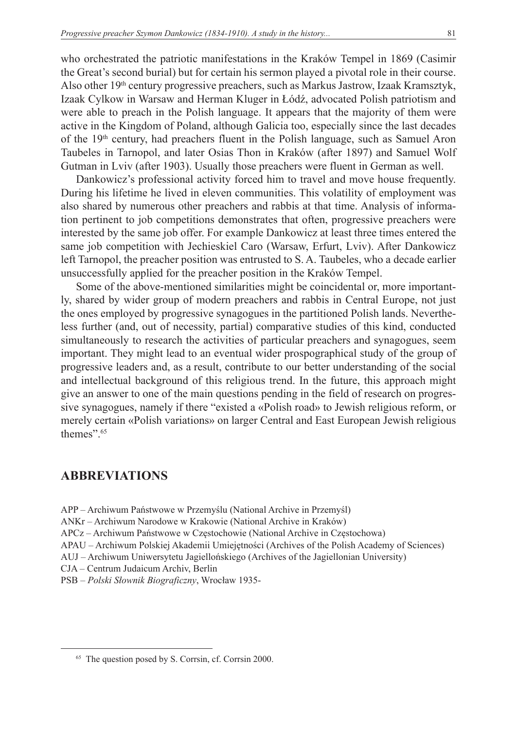who orchestrated the patriotic manifestations in the Kraków Tempel in 1869 (Casimir the Great's second burial) but for certain his sermon played a pivotal role in their course. Also other 19th century progressive preachers, such as Markus Jastrow, Izaak Kramsztyk, Izaak Cylkow in Warsaw and Herman Kluger in Łódź, advocated Polish patriotism and were able to preach in the Polish language. It appears that the majority of them were active in the Kingdom of Poland, although Galicia too, especially since the last decades of the 19th century, had preachers fluent in the Polish language, such as Samuel Aron Taubeles in Tarnopol, and later Osias Thon in Kraków (after 1897) and Samuel Wolf Gutman in Lviv (after 1903). Usually those preachers were fluent in German as well.

Dankowicz's professional activity forced him to travel and move house frequently. During his lifetime he lived in eleven communities. This volatility of employment was also shared by numerous other preachers and rabbis at that time. Analysis of information pertinent to job competitions demonstrates that often, progressive preachers were interested by the same job offer. For example Dankowicz at least three times entered the same job competition with Jechieskiel Caro (Warsaw, Erfurt, Lviv). After Dankowicz left Tarnopol, the preacher position was entrusted to S. A. Taubeles, who a decade earlier unsuccessfully applied for the preacher position in the Kraków Tempel.

Some of the above-mentioned similarities might be coincidental or, more importantly, shared by wider group of modern preachers and rabbis in Central Europe, not just the ones employed by progressive synagogues in the partitioned Polish lands. Nevertheless further (and, out of necessity, partial) comparative studies of this kind, conducted simultaneously to research the activities of particular preachers and synagogues, seem important. They might lead to an eventual wider prospographical study of the group of progressive leaders and, as a result, contribute to our better understanding of the social and intellectual background of this religious trend. In the future, this approach might give an answer to one of the main questions pending in the field of research on progressive synagogues, namely if there "existed a «Polish road» to Jewish religious reform, or merely certain «Polish variations» on larger Central and East European Jewish religious themes".[65]

## ABBREVIATIONS

APP – Archiwum Państwowe w Przemyślu (National Archive in Przemyśl)
ANKr – Archiwum Narodowe w Krakowie (National Archive in Kraków)
APCz – Archiwum Państwowe w Częstochowie (National Archive in Częstochowa)
APAU – Archiwum Polskiej Akademii Umiejętności (Archives of the Polish Academy of Sciences)
AUJ – Archiwum Uniwersytetu Jagiellońskiego (Archives of the Jagiellonian University)
CJA – Centrum Judaicum Archiv, Berlin
PSB – *Polski Słownik Biograficzny*, Wrocław 1935-

[65] The question posed by S. Corrsin, cf. Corrsin 2000.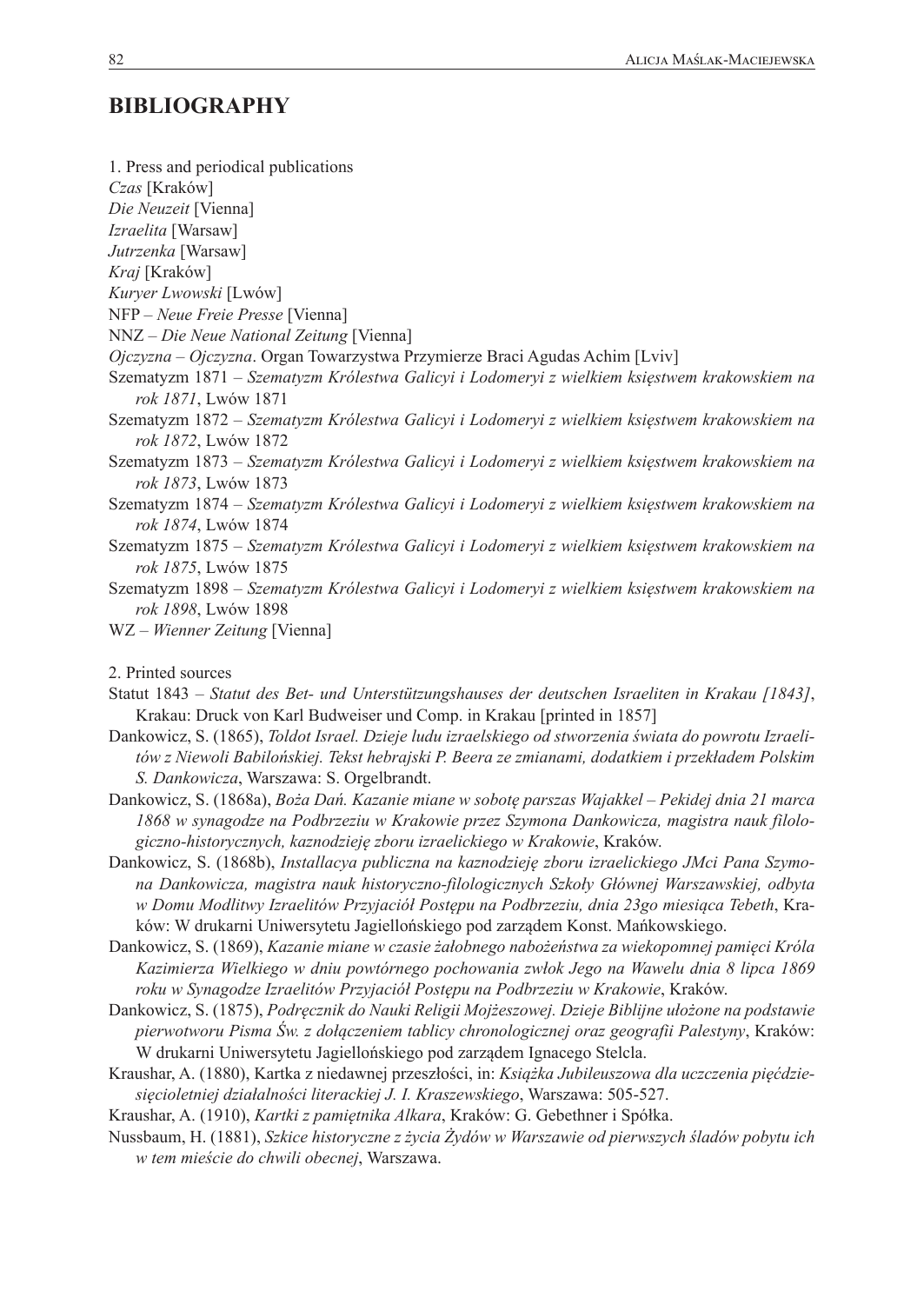## BIBLIOGRAPHY

1. Press and periodical publications

*Czas* [Kraków]

*Die Neuzeit* [Vienna]

*Izraelita* [Warsaw]

*Jutrzenka* [Warsaw]

*Kraj* [Kraków]

*Kuryer Lwowski* [Lwów]

NFP – *Neue Freie Presse* [Vienna]

NNZ – *Die Neue National Zeitung* [Vienna]

*Ojczyzna* – *Ojczyzna*. Organ Towarzystwa Przymierze Braci Agudas Achim [Lviv]

Szematyzm 1871 – *Szematyzm Królestwa Galicyi i Lodomeryi z wielkiem księstwem krakowskiem na rok 1871*, Lwów 1871

Szematyzm 1872 – *Szematyzm Królestwa Galicyi i Lodomeryi z wielkiem księstwem krakowskiem na rok 1872*, Lwów 1872

Szematyzm 1873 – *Szematyzm Królestwa Galicyi i Lodomeryi z wielkiem księstwem krakowskiem na rok 1873*, Lwów 1873

Szematyzm 1874 – *Szematyzm Królestwa Galicyi i Lodomeryi z wielkiem księstwem krakowskiem na rok 1874*, Lwów 1874

Szematyzm 1875 – *Szematyzm Królestwa Galicyi i Lodomeryi z wielkiem księstwem krakowskiem na rok 1875*, Lwów 1875

Szematyzm 1898 – *Szematyzm Królestwa Galicyi i Lodomeryi z wielkiem księstwem krakowskiem na rok 1898*, Lwów 1898

WZ – *Wienner Zeitung* [Vienna]

2. Printed sources

Statut 1843 – *Statut des Bet- und Unterstützungshauses der deutschen Israeliten in Krakau [1843]*, Krakau: Druck von Karl Budweiser und Comp. in Krakau [printed in 1857]

Dankowicz, S. (1865), *Toldot Israel. Dzieje ludu izraelskiego od stworzenia świata do powrotu Izraelitów z Niewoli Babilońskiej. Tekst hebrajski P. Beera ze zmianami, dodatkiem i przekładem Polskim S. Dankowicza*, Warszawa: S. Orgelbrandt.

Dankowicz, S. (1868a), *Boża Dań. Kazanie miane w sobotę parszas Wajakkel – Pekidej dnia 21 marca 1868 w synagodze na Podbrzeziu w Krakowie przez Szymona Dankowicza, magistra nauk filologiczno-historycznych, kaznodzieję zboru izraelickiego w Krakowie*, Kraków.

Dankowicz, S. (1868b), *Installacya publiczna na kaznodzieję zboru izraelickiego JMci Pana Szymona Dankowicza, magistra nauk historyczno-filologicznych Szkoły Głównej Warszawskiej, odbyta w Domu Modlitwy Izraelitów Przyjaciół Postępu na Podbrzeziu, dnia 23go miesiąca Tebeth*, Kraków: W drukarni Uniwersytetu Jagiellońskiego pod zarządem Konst. Mańkowskiego.

Dankowicz, S. (1869), *Kazanie miane w czasie żałobnego nabożeństwa za wiekopomnej pamięci Króla Kazimierza Wielkiego w dniu powtórnego pochowania zwłok Jego na Wawelu dnia 8 lipca 1869 roku w Synagodze Izraelitów Przyjaciół Postępu na Podbrzeziu w Krakowie*, Kraków.

Dankowicz, S. (1875), *Podręcznik do Nauki Religii Mojżeszowej. Dzieje Biblijne ułożone na podstawie pierwotworu Pisma Św. z dołączeniem tablicy chronologicznej oraz geografii Palestyny*, Kraków: W drukarni Uniwersytetu Jagiellońskiego pod zarządem Ignacego Stelcla.

Kraushar, A. (1880), Kartka z niedawnej przeszłości, in: *Książka Jubileuszowa dla uczczenia pięćdziesięcioletniej działalności literackiej J. I. Kraszewskiego*, Warszawa: 505-527.

Kraushar, A. (1910), *Kartki z pamiętnika Alkara*, Kraków: G. Gebethner i Spółka.

Nussbaum, H. (1881), *Szkice historyczne z życia Żydów w Warszawie od pierwszych śladów pobytu ich w tem mieście do chwili obecnej*, Warszawa.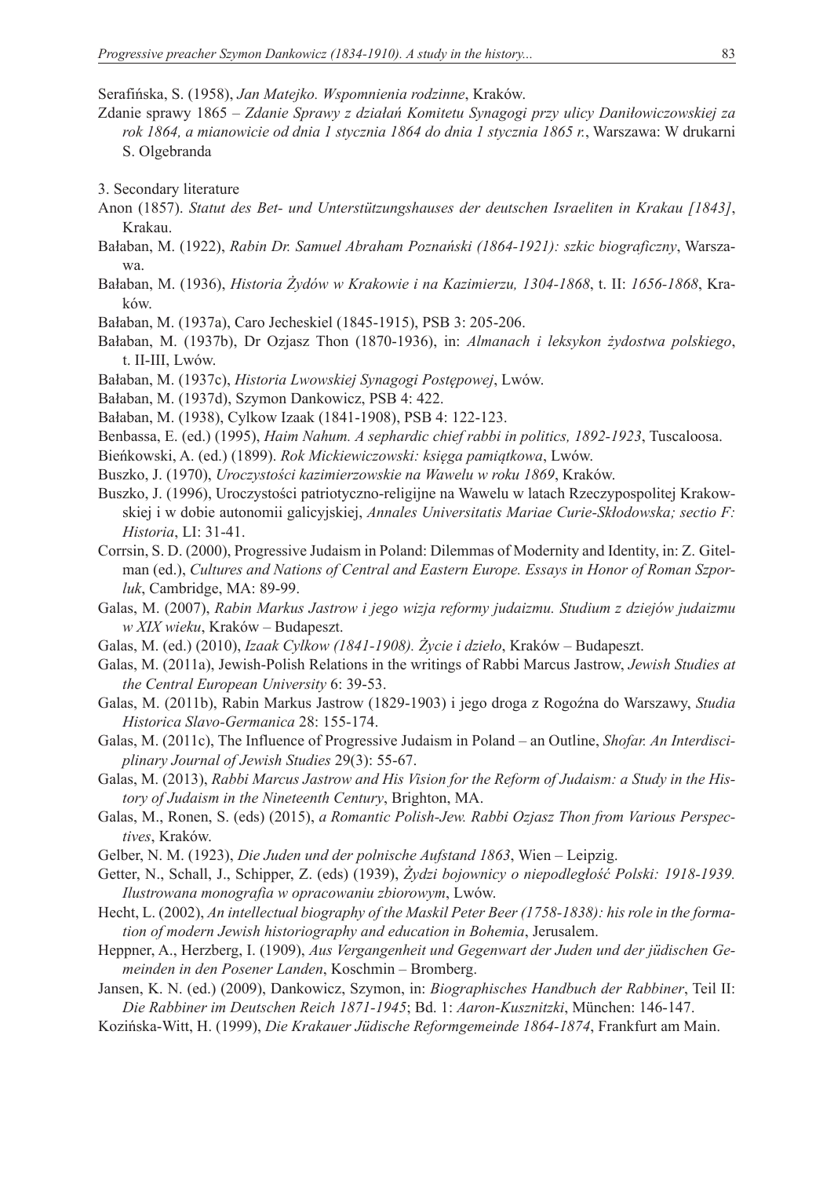Serafińska, S. (1958), *Jan Matejko. Wspomnienia rodzinne*, Kraków.

Zdanie sprawy 1865 – *Zdanie Sprawy z działań Komitetu Synagogi przy ulicy Daniłowiczowskiej za rok 1864, a mianowicie od dnia 1 stycznia 1864 do dnia 1 stycznia 1865 r.*, Warszawa: W drukarni S. Olgebranda

3. Secondary literature

Anon (1857). *Statut des Bet- und Unterstützungshauses der deutschen Israeliten in Krakau [1843]*, Krakau.

Bałaban, M. (1922), *Rabin Dr. Samuel Abraham Poznański (1864-1921): szkic biograficzny*, Warszawa.

Bałaban, M. (1936), *Historia Żydów w Krakowie i na Kazimierzu, 1304-1868*, t. II: *1656-1868*, Kraków.

Bałaban, M. (1937a), Caro Jecheskiel (1845-1915), PSB 3: 205-206.

Bałaban, M. (1937b), Dr Ozjasz Thon (1870-1936), in: *Almanach i leksykon żydostwa polskiego*, t. II-III, Lwów.

Bałaban, M. (1937c), *Historia Lwowskiej Synagogi Postępowej*, Lwów.

Bałaban, M. (1937d), Szymon Dankowicz, PSB 4: 422.

Bałaban, M. (1938), Cylkow Izaak (1841-1908), PSB 4: 122-123.

Benbassa, E. (ed.) (1995), *Haim Nahum. A sephardic chief rabbi in politics, 1892-1923*, Tuscaloosa.

Bieńkowski, A. (ed.) (1899). *Rok Mickiewiczowski: księga pamiątkowa*, Lwów.

Buszko, J. (1970), *Uroczystości kazimierzowskie na Wawelu w roku 1869*, Kraków.

Buszko, J. (1996), Uroczystości patriotyczno-religijne na Wawelu w latach Rzeczypospolitej Krakowskiej i w dobie autonomii galicyjskiej, *Annales Universitatis Mariae Curie-Skłodowska; sectio F: Historia*, LI: 31-41.

Corrsin, S. D. (2000), Progressive Judaism in Poland: Dilemmas of Modernity and Identity, in: Z. Gitelman (ed.), *Cultures and Nations of Central and Eastern Europe. Essays in Honor of Roman Szporluk*, Cambridge, MA: 89-99.

Galas, M. (2007), *Rabin Markus Jastrow i jego wizja reformy judaizmu. Studium z dziejów judaizmu w XIX wieku*, Kraków – Budapeszt.

Galas, M. (ed.) (2010), *Izaak Cylkow (1841-1908). Życie i dzieło*, Kraków – Budapeszt.

Galas, M. (2011a), Jewish-Polish Relations in the writings of Rabbi Marcus Jastrow, *Jewish Studies at the Central European University* 6: 39-53.

Galas, M. (2011b), Rabin Markus Jastrow (1829-1903) i jego droga z Rogoźna do Warszawy, *Studia Historica Slavo-Germanica* 28: 155-174.

Galas, M. (2011c), The Influence of Progressive Judaism in Poland – an Outline, *Shofar. An Interdisciplinary Journal of Jewish Studies* 29(3): 55-67.

Galas, M. (2013), *Rabbi Marcus Jastrow and His Vision for the Reform of Judaism: a Study in the History of Judaism in the Nineteenth Century*, Brighton, MA.

Galas, M., Ronen, S. (eds) (2015), *a Romantic Polish-Jew. Rabbi Ozjasz Thon from Various Perspectives*, Kraków.

Gelber, N. M. (1923), *Die Juden und der polnische Aufstand 1863*, Wien – Leipzig.

Getter, N., Schall, J., Schipper, Z. (eds) (1939), *Żydzi bojownicy o niepodległość Polski: 1918-1939. Ilustrowana monografia w opracowaniu zbiorowym*, Lwów.

Hecht, L. (2002), *An intellectual biography of the Maskil Peter Beer (1758-1838): his role in the formation of modern Jewish historiography and education in Bohemia*, Jerusalem.

Heppner, A., Herzberg, I. (1909), *Aus Vergangenheit und Gegenwart der Juden und der jüdischen Gemeinden in den Posener Landen*, Koschmin – Bromberg.

Jansen, K. N. (ed.) (2009), Dankowicz, Szymon, in: *Biographisches Handbuch der Rabbiner*, Teil II: *Die Rabbiner im Deutschen Reich 1871-1945*; Bd. 1: *Aaron-Kusznitzki*, München: 146-147.

Kozińska-Witt, H. (1999), *Die Krakauer Jüdische Reformgemeinde 1864-1874*, Frankfurt am Main.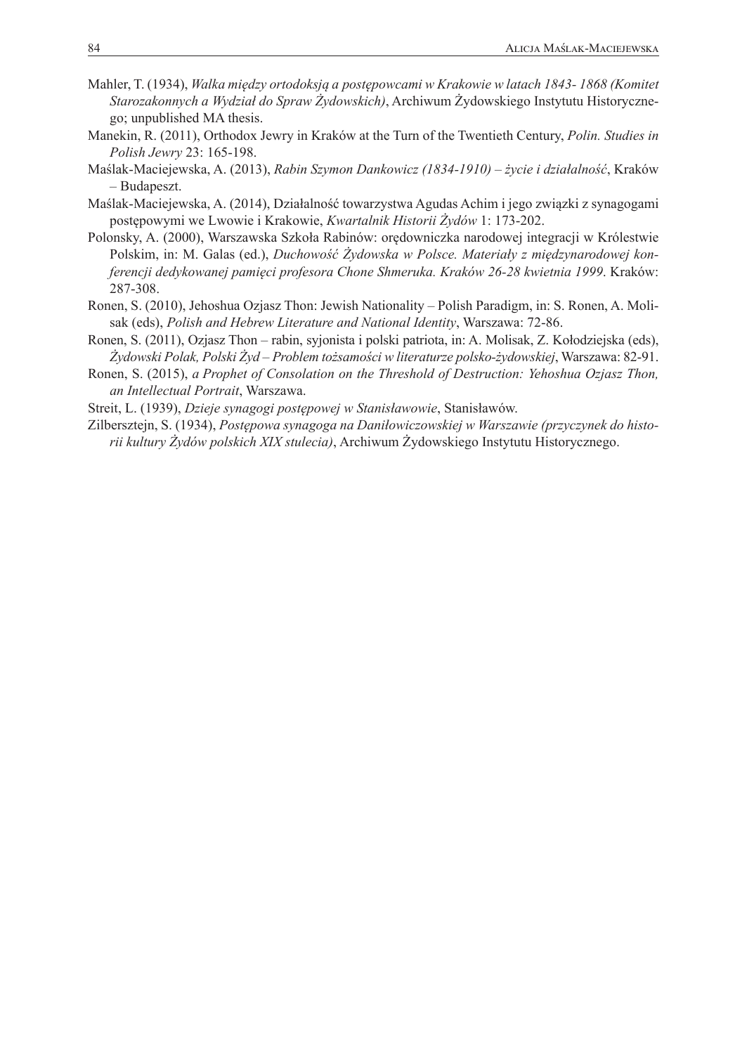Mahler, T. (1934), *Walka między ortodoksją a postępowcami w Krakowie w latach 1843- 1868 (Komitet Starozakonnych a Wydział do Spraw Żydowskich)*, Archiwum Żydowskiego Instytutu Historycznego; unpublished MA thesis.

Manekin, R. (2011), Orthodox Jewry in Kraków at the Turn of the Twentieth Century, *Polin. Studies in Polish Jewry* 23: 165-198.

Maślak-Maciejewska, A. (2013), *Rabin Szymon Dankowicz (1834-1910) – życie i działalność*, Kraków – Budapeszt.

Maślak-Maciejewska, A. (2014), Działalność towarzystwa Agudas Achim i jego związki z synagogami postępowymi we Lwowie i Krakowie, *Kwartalnik Historii Żydów* 1: 173-202.

Polonsky, A. (2000), Warszawska Szkoła Rabinów: orędowniczka narodowej integracji w Królestwie Polskim, in: M. Galas (ed.), *Duchowość Żydowska w Polsce. Materiały z międzynarodowej konferencji dedykowanej pamięci profesora Chone Shmeruka. Kraków 26-28 kwietnia 1999*. Kraków: 287-308.

Ronen, S. (2010), Jehoshua Ozjasz Thon: Jewish Nationality – Polish Paradigm, in: S. Ronen, A. Molisak (eds), *Polish and Hebrew Literature and National Identity*, Warszawa: 72-86.

Ronen, S. (2011), Ozjasz Thon – rabin, syjonista i polski patriota, in: A. Molisak, Z. Kołodziejska (eds), *Żydowski Polak, Polski Żyd – Problem tożsamości w literaturze polsko-żydowskiej*, Warszawa: 82-91.

Ronen, S. (2015), *a Prophet of Consolation on the Threshold of Destruction: Yehoshua Ozjasz Thon, an Intellectual Portrait*, Warszawa.

Streit, L. (1939), *Dzieje synagogi postępowej w Stanisławowie*, Stanisławów.

Zilbersztejn, S. (1934), *Postępowa synagoga na Daniłowiczowskiej w Warszawie (przyczynek do historii kultury Żydów polskich XIX stulecia)*, Archiwum Żydowskiego Instytutu Historycznego.